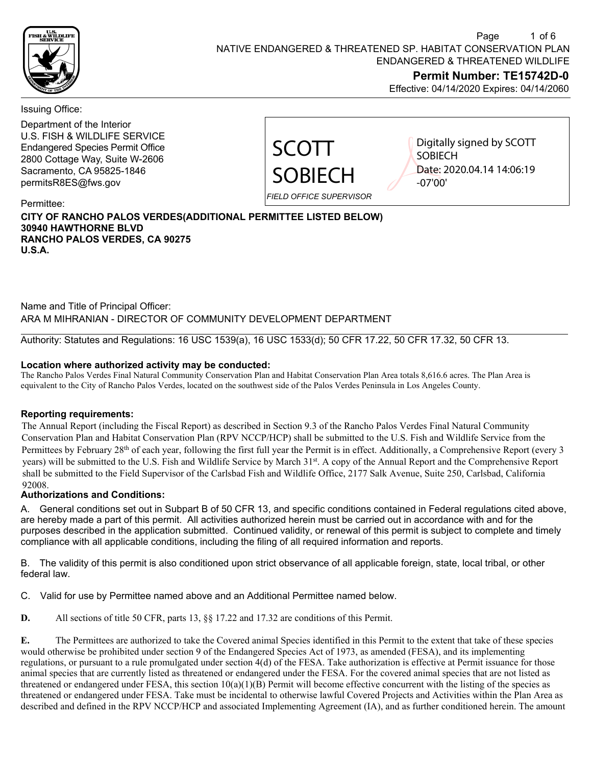NATIVE ENDANGERED & THREATENED SP. HABITAT CONSERVATION PLAN
ENDANGERED & THREATENED WILDLIFE

**Permit Number: TE15742D-0**

Effective: 04/14/2020 Expires: 04/14/2060

Issuing Office:

Department of the Interior
U.S. FISH & WILDLIFE SERVICE
Endangered Species Permit Office
2800 Cottage Way, Suite W-2606
Sacramento, CA 95825-1846
permitsR8ES@fws.gov

SCOTT SOBIECH

Digitally signed by SCOTT SOBIECH
Date: 2020.04.14 14:06:19 -07'00'

*FIELD OFFICE SUPERVISOR*

Permittee:

**CITY OF RANCHO PALOS VERDES(ADDITIONAL PERMITTEE LISTED BELOW)**
**30940 HAWTHORNE BLVD**
**RANCHO PALOS VERDES, CA 90275**
**U.S.A.**

Name and Title of Principal Officer:
ARA M MIHRANIAN - DIRECTOR OF COMMUNITY DEVELOPMENT DEPARTMENT

Authority: Statutes and Regulations: 16 USC 1539(a), 16 USC 1533(d); 50 CFR 17.22, 50 CFR 17.32, 50 CFR 13.

**Location where authorized activity may be conducted:**

The Rancho Palos Verdes Final Natural Community Conservation Plan and Habitat Conservation Plan Area totals 8,616.6 acres. The Plan Area is equivalent to the City of Rancho Palos Verdes, located on the southwest side of the Palos Verdes Peninsula in Los Angeles County.

**Reporting requirements:**

The Annual Report (including the Fiscal Report) as described in Section 9.3 of the Rancho Palos Verdes Final Natural Community Conservation Plan and Habitat Conservation Plan (RPV NCCP/HCP) shall be submitted to the U.S. Fish and Wildlife Service from the Permittees by February 28th of each year, following the first full year the Permit is in effect. Additionally, a Comprehensive Report (every 3 years) will be submitted to the U.S. Fish and Wildlife Service by March 31st. A copy of the Annual Report and the Comprehensive Report shall be submitted to the Field Supervisor of the Carlsbad Fish and Wildlife Office, 2177 Salk Avenue, Suite 250, Carlsbad, California 92008.

**Authorizations and Conditions:**

A. General conditions set out in Subpart B of 50 CFR 13, and specific conditions contained in Federal regulations cited above, are hereby made a part of this permit. All activities authorized herein must be carried out in accordance with and for the purposes described in the application submitted. Continued validity, or renewal of this permit is subject to complete and timely compliance with all applicable conditions, including the filing of all required information and reports.

B. The validity of this permit is also conditioned upon strict observance of all applicable foreign, state, local tribal, or other federal law.

C. Valid for use by Permittee named above and an Additional Permittee named below.

**D.** All sections of title 50 CFR, parts 13, §§ 17.22 and 17.32 are conditions of this Permit.

**E.** The Permittees are authorized to take the Covered animal Species identified in this Permit to the extent that take of these species would otherwise be prohibited under section 9 of the Endangered Species Act of 1973, as amended (FESA), and its implementing regulations, or pursuant to a rule promulgated under section 4(d) of the FESA. Take authorization is effective at Permit issuance for those animal species that are currently listed as threatened or endangered under the FESA. For the covered animal species that are not listed as threatened or endangered under FESA, this section 10(a)(1)(B) Permit will become effective concurrent with the listing of the species as threatened or endangered under FESA. Take must be incidental to otherwise lawful Covered Projects and Activities within the Plan Area as described and defined in the RPV NCCP/HCP and associated Implementing Agreement (IA), and as further conditioned herein. The amount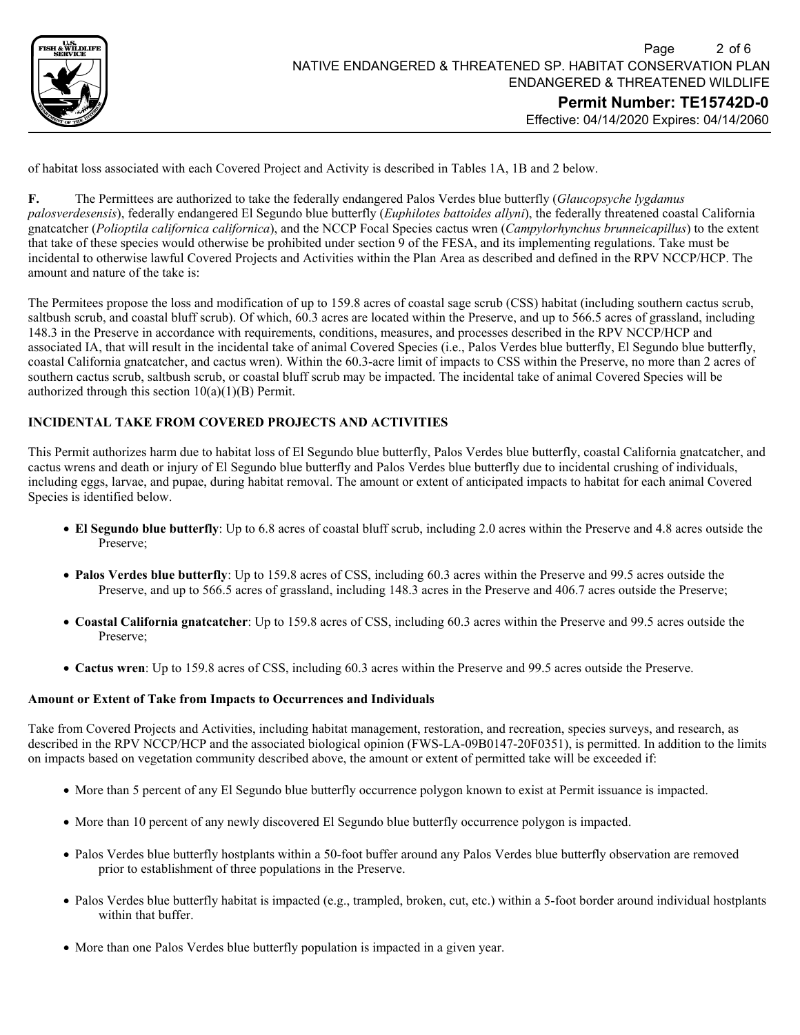of habitat loss associated with each Covered Project and Activity is described in Tables 1A, 1B and 2 below.

**F.** The Permittees are authorized to take the federally endangered Palos Verdes blue butterfly (*Glaucopsyche lygdamus palosverdesensis*), federally endangered El Segundo blue butterfly (*Euphilotes battoides allyni*), the federally threatened coastal California gnatcatcher (*Polioptila californica californica*), and the NCCP Focal Species cactus wren (*Campylorhynchus brunneicapillus*) to the extent that take of these species would otherwise be prohibited under section 9 of the FESA, and its implementing regulations. Take must be incidental to otherwise lawful Covered Projects and Activities within the Plan Area as described and defined in the RPV NCCP/HCP. The amount and nature of the take is:

The Permitees propose the loss and modification of up to 159.8 acres of coastal sage scrub (CSS) habitat (including southern cactus scrub, saltbush scrub, and coastal bluff scrub). Of which, 60.3 acres are located within the Preserve, and up to 566.5 acres of grassland, including 148.3 in the Preserve in accordance with requirements, conditions, measures, and processes described in the RPV NCCP/HCP and associated IA, that will result in the incidental take of animal Covered Species (i.e., Palos Verdes blue butterfly, El Segundo blue butterfly, coastal California gnatcatcher, and cactus wren). Within the 60.3-acre limit of impacts to CSS within the Preserve, no more than 2 acres of southern cactus scrub, saltbush scrub, or coastal bluff scrub may be impacted. The incidental take of animal Covered Species will be authorized through this section 10(a)(1)(B) Permit.

**INCIDENTAL TAKE FROM COVERED PROJECTS AND ACTIVITIES**

This Permit authorizes harm due to habitat loss of El Segundo blue butterfly, Palos Verdes blue butterfly, coastal California gnatcatcher, and cactus wrens and death or injury of El Segundo blue butterfly and Palos Verdes blue butterfly due to incidental crushing of individuals, including eggs, larvae, and pupae, during habitat removal. The amount or extent of anticipated impacts to habitat for each animal Covered Species is identified below.

- **El Segundo blue butterfly**: Up to 6.8 acres of coastal bluff scrub, including 2.0 acres within the Preserve and 4.8 acres outside the Preserve;
- **Palos Verdes blue butterfly**: Up to 159.8 acres of CSS, including 60.3 acres within the Preserve and 99.5 acres outside the Preserve, and up to 566.5 acres of grassland, including 148.3 acres in the Preserve and 406.7 acres outside the Preserve;
- **Coastal California gnatcatcher**: Up to 159.8 acres of CSS, including 60.3 acres within the Preserve and 99.5 acres outside the Preserve;
- **Cactus wren**: Up to 159.8 acres of CSS, including 60.3 acres within the Preserve and 99.5 acres outside the Preserve.

**Amount or Extent of Take from Impacts to Occurrences and Individuals**

Take from Covered Projects and Activities, including habitat management, restoration, and recreation, species surveys, and research, as described in the RPV NCCP/HCP and the associated biological opinion (FWS-LA-09B0147-20F0351), is permitted. In addition to the limits on impacts based on vegetation community described above, the amount or extent of permitted take will be exceeded if:

- More than 5 percent of any El Segundo blue butterfly occurrence polygon known to exist at Permit issuance is impacted.
- More than 10 percent of any newly discovered El Segundo blue butterfly occurrence polygon is impacted.
- Palos Verdes blue butterfly hostplants within a 50-foot buffer around any Palos Verdes blue butterfly observation are removed prior to establishment of three populations in the Preserve.
- Palos Verdes blue butterfly habitat is impacted (e.g., trampled, broken, cut, etc.) within a 5-foot border around individual hostplants within that buffer.
- More than one Palos Verdes blue butterfly population is impacted in a given year.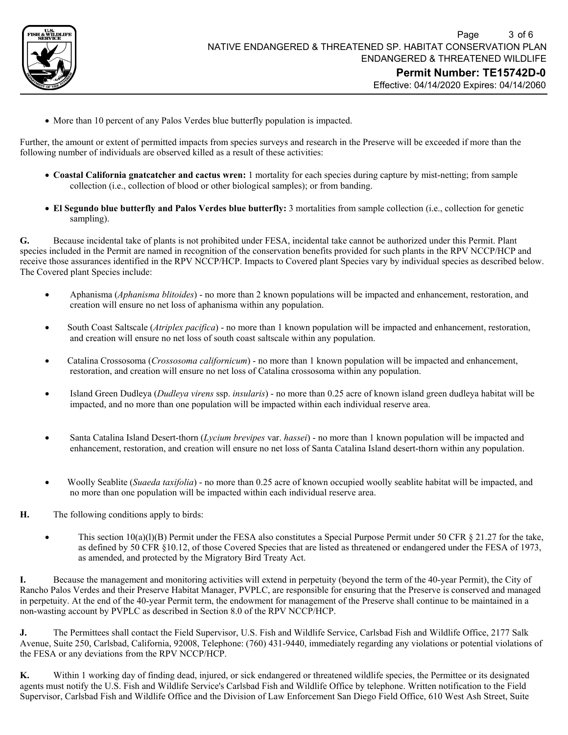- More than 10 percent of any Palos Verdes blue butterfly population is impacted.

Further, the amount or extent of permitted impacts from species surveys and research in the Preserve will be exceeded if more than the following number of individuals are observed killed as a result of these activities:

- **Coastal California gnatcatcher and cactus wren:** 1 mortality for each species during capture by mist-netting; from sample collection (i.e., collection of blood or other biological samples); or from banding.

- **El Segundo blue butterfly and Palos Verdes blue butterfly:** 3 mortalities from sample collection (i.e., collection for genetic sampling).

**G.** Because incidental take of plants is not prohibited under FESA, incidental take cannot be authorized under this Permit. Plant species included in the Permit are named in recognition of the conservation benefits provided for such plants in the RPV NCCP/HCP and receive those assurances identified in the RPV NCCP/HCP. Impacts to Covered plant Species vary by individual species as described below. The Covered plant Species include:

- Aphanisma (*Aphanisma blitoides*) - no more than 2 known populations will be impacted and enhancement, restoration, and creation will ensure no net loss of aphanisma within any population.

- South Coast Saltscale (*Atriplex pacifica*) - no more than 1 known population will be impacted and enhancement, restoration, and creation will ensure no net loss of south coast saltscale within any population.

- Catalina Crossosoma (*Crossosoma californicum*) - no more than 1 known population will be impacted and enhancement, restoration, and creation will ensure no net loss of Catalina crossosoma within any population.

- Island Green Dudleya (*Dudleya virens* ssp. *insularis*) - no more than 0.25 acre of known island green dudleya habitat will be impacted, and no more than one population will be impacted within each individual reserve area.

- Santa Catalina Island Desert-thorn (*Lycium brevipes* var. *hassei*) - no more than 1 known population will be impacted and enhancement, restoration, and creation will ensure no net loss of Santa Catalina Island desert-thorn within any population.

- Woolly Seablite (*Suaeda taxifolia*) - no more than 0.25 acre of known occupied woolly seablite habitat will be impacted, and no more than one population will be impacted within each individual reserve area.

**H.** The following conditions apply to birds:

- This section 10(a)(l)(B) Permit under the FESA also constitutes a Special Purpose Permit under 50 CFR § 21.27 for the take, as defined by 50 CFR §10.12, of those Covered Species that are listed as threatened or endangered under the FESA of 1973, as amended, and protected by the Migratory Bird Treaty Act.

**I.** Because the management and monitoring activities will extend in perpetuity (beyond the term of the 40-year Permit), the City of Rancho Palos Verdes and their Preserve Habitat Manager, PVPLC, are responsible for ensuring that the Preserve is conserved and managed in perpetuity. At the end of the 40-year Permit term, the endowment for management of the Preserve shall continue to be maintained in a non-wasting account by PVPLC as described in Section 8.0 of the RPV NCCP/HCP.

**J.** The Permittees shall contact the Field Supervisor, U.S. Fish and Wildlife Service, Carlsbad Fish and Wildlife Office, 2177 Salk Avenue, Suite 250, Carlsbad, California, 92008, Telephone: (760) 431-9440, immediately regarding any violations or potential violations of the FESA or any deviations from the RPV NCCP/HCP.

**K.** Within 1 working day of finding dead, injured, or sick endangered or threatened wildlife species, the Permittee or its designated agents must notify the U.S. Fish and Wildlife Service's Carlsbad Fish and Wildlife Office by telephone. Written notification to the Field Supervisor, Carlsbad Fish and Wildlife Office and the Division of Law Enforcement San Diego Field Office, 610 West Ash Street, Suite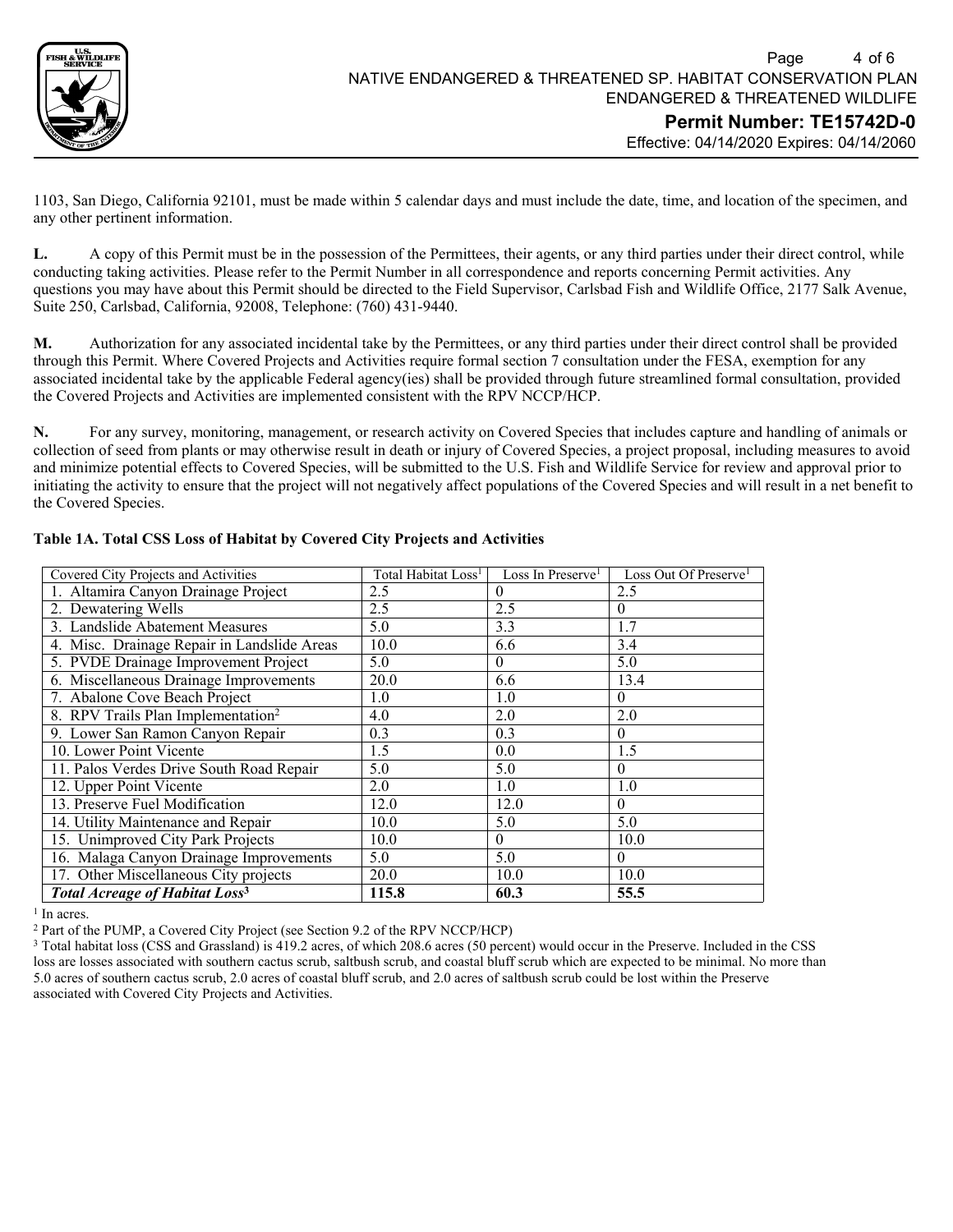1103, San Diego, California 92101, must be made within 5 calendar days and must include the date, time, and location of the specimen, and any other pertinent information.

**L.** A copy of this Permit must be in the possession of the Permittees, their agents, or any third parties under their direct control, while conducting taking activities. Please refer to the Permit Number in all correspondence and reports concerning Permit activities. Any questions you may have about this Permit should be directed to the Field Supervisor, Carlsbad Fish and Wildlife Office, 2177 Salk Avenue, Suite 250, Carlsbad, California, 92008, Telephone: (760) 431-9440.

**M.** Authorization for any associated incidental take by the Permittees, or any third parties under their direct control shall be provided through this Permit. Where Covered Projects and Activities require formal section 7 consultation under the FESA, exemption for any associated incidental take by the applicable Federal agency(ies) shall be provided through future streamlined formal consultation, provided the Covered Projects and Activities are implemented consistent with the RPV NCCP/HCP.

**N.** For any survey, monitoring, management, or research activity on Covered Species that includes capture and handling of animals or collection of seed from plants or may otherwise result in death or injury of Covered Species, a project proposal, including measures to avoid and minimize potential effects to Covered Species, will be submitted to the U.S. Fish and Wildlife Service for review and approval prior to initiating the activity to ensure that the project will not negatively affect populations of the Covered Species and will result in a net benefit to the Covered Species.

**Table 1A. Total CSS Loss of Habitat by Covered City Projects and Activities**

| Covered City Projects and Activities | Total Habitat Loss[1] | Loss In Preserve[1] | Loss Out Of Preserve[1] |
|---|---|---|---|
| 1. Altamira Canyon Drainage Project | 2.5 | 0 | 2.5 |
| 2. Dewatering Wells | 2.5 | 2.5 | 0 |
| 3. Landslide Abatement Measures | 5.0 | 3.3 | 1.7 |
| 4. Misc. Drainage Repair in Landslide Areas | 10.0 | 6.6 | 3.4 |
| 5. PVDE Drainage Improvement Project | 5.0 | 0 | 5.0 |
| 6. Miscellaneous Drainage Improvements | 20.0 | 6.6 | 13.4 |
| 7. Abalone Cove Beach Project | 1.0 | 1.0 | 0 |
| 8. RPV Trails Plan Implementation[2] | 4.0 | 2.0 | 2.0 |
| 9. Lower San Ramon Canyon Repair | 0.3 | 0.3 | 0 |
| 10. Lower Point Vicente | 1.5 | 0.0 | 1.5 |
| 11. Palos Verdes Drive South Road Repair | 5.0 | 5.0 | 0 |
| 12. Upper Point Vicente | 2.0 | 1.0 | 1.0 |
| 13. Preserve Fuel Modification | 12.0 | 12.0 | 0 |
| 14. Utility Maintenance and Repair | 10.0 | 5.0 | 5.0 |
| 15. Unimproved City Park Projects | 10.0 | 0 | 10.0 |
| 16. Malaga Canyon Drainage Improvements | 5.0 | 5.0 | 0 |
| 17. Other Miscellaneous City projects | 20.0 | 10.0 | 10.0 |
| ***Total Acreage of Habitat Loss*[3]** | **115.8** | **60.3** | **55.5** |

[1] In acres.

[2] Part of the PUMP, a Covered City Project (see Section 9.2 of the RPV NCCP/HCP)

[3] Total habitat loss (CSS and Grassland) is 419.2 acres, of which 208.6 acres (50 percent) would occur in the Preserve. Included in the CSS loss are losses associated with southern cactus scrub, saltbush scrub, and coastal bluff scrub which are expected to be minimal. No more than 5.0 acres of southern cactus scrub, 2.0 acres of coastal bluff scrub, and 2.0 acres of saltbush scrub could be lost within the Preserve associated with Covered City Projects and Activities.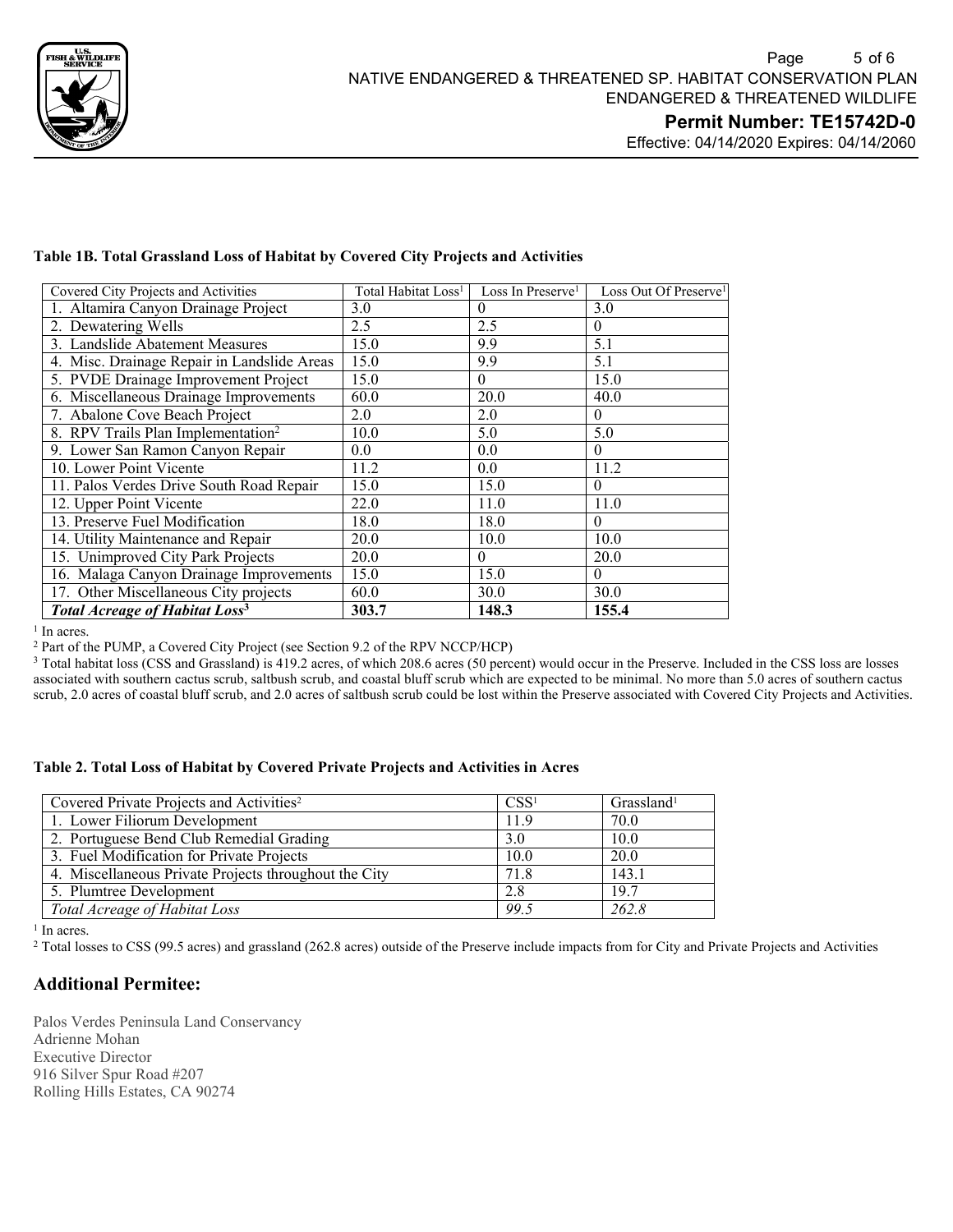**Table 1B. Total Grassland Loss of Habitat by Covered City Projects and Activities**

| Covered City Projects and Activities | Total Habitat Loss[1] | Loss In Preserve[1] | Loss Out Of Preserve[1] |
|---|---|---|---|
| 1. Altamira Canyon Drainage Project | 3.0 | 0 | 3.0 |
| 2. Dewatering Wells | 2.5 | 2.5 | 0 |
| 3. Landslide Abatement Measures | 15.0 | 9.9 | 5.1 |
| 4. Misc. Drainage Repair in Landslide Areas | 15.0 | 9.9 | 5.1 |
| 5. PVDE Drainage Improvement Project | 15.0 | 0 | 15.0 |
| 6. Miscellaneous Drainage Improvements | 60.0 | 20.0 | 40.0 |
| 7. Abalone Cove Beach Project | 2.0 | 2.0 | 0 |
| 8. RPV Trails Plan Implementation[2] | 10.0 | 5.0 | 5.0 |
| 9. Lower San Ramon Canyon Repair | 0.0 | 0.0 | 0 |
| 10. Lower Point Vicente | 11.2 | 0.0 | 11.2 |
| 11. Palos Verdes Drive South Road Repair | 15.0 | 15.0 | 0 |
| 12. Upper Point Vicente | 22.0 | 11.0 | 11.0 |
| 13. Preserve Fuel Modification | 18.0 | 18.0 | 0 |
| 14. Utility Maintenance and Repair | 20.0 | 10.0 | 10.0 |
| 15. Unimproved City Park Projects | 20.0 | 0 | 20.0 |
| 16. Malaga Canyon Drainage Improvements | 15.0 | 15.0 | 0 |
| 17. Other Miscellaneous City projects | 60.0 | 30.0 | 30.0 |
| ***Total Acreage of Habitat Loss*[3]** | **303.7** | **148.3** | **155.4** |

[1] In acres.

[2] Part of the PUMP, a Covered City Project (see Section 9.2 of the RPV NCCP/HCP)

[3] Total habitat loss (CSS and Grassland) is 419.2 acres, of which 208.6 acres (50 percent) would occur in the Preserve. Included in the CSS loss are losses associated with southern cactus scrub, saltbush scrub, and coastal bluff scrub which are expected to be minimal. No more than 5.0 acres of southern cactus scrub, 2.0 acres of coastal bluff scrub, and 2.0 acres of saltbush scrub could be lost within the Preserve associated with Covered City Projects and Activities.

**Table 2. Total Loss of Habitat by Covered Private Projects and Activities in Acres**

| Covered Private Projects and Activities[2] | CSS[1] | Grassland[1] |
|---|---|---|
| 1. Lower Filiorum Development | 11.9 | 70.0 |
| 2. Portuguese Bend Club Remedial Grading | 3.0 | 10.0 |
| 3. Fuel Modification for Private Projects | 10.0 | 20.0 |
| 4. Miscellaneous Private Projects throughout the City | 71.8 | 143.1 |
| 5. Plumtree Development | 2.8 | 19.7 |
| *Total Acreage of Habitat Loss* | *99.5* | *262.8* |

[1] In acres.

[2] Total losses to CSS (99.5 acres) and grassland (262.8 acres) outside of the Preserve include impacts from for City and Private Projects and Activities

## Additional Permitee:

Palos Verdes Peninsula Land Conservancy
Adrienne Mohan
Executive Director
916 Silver Spur Road #207
Rolling Hills Estates, CA 90274